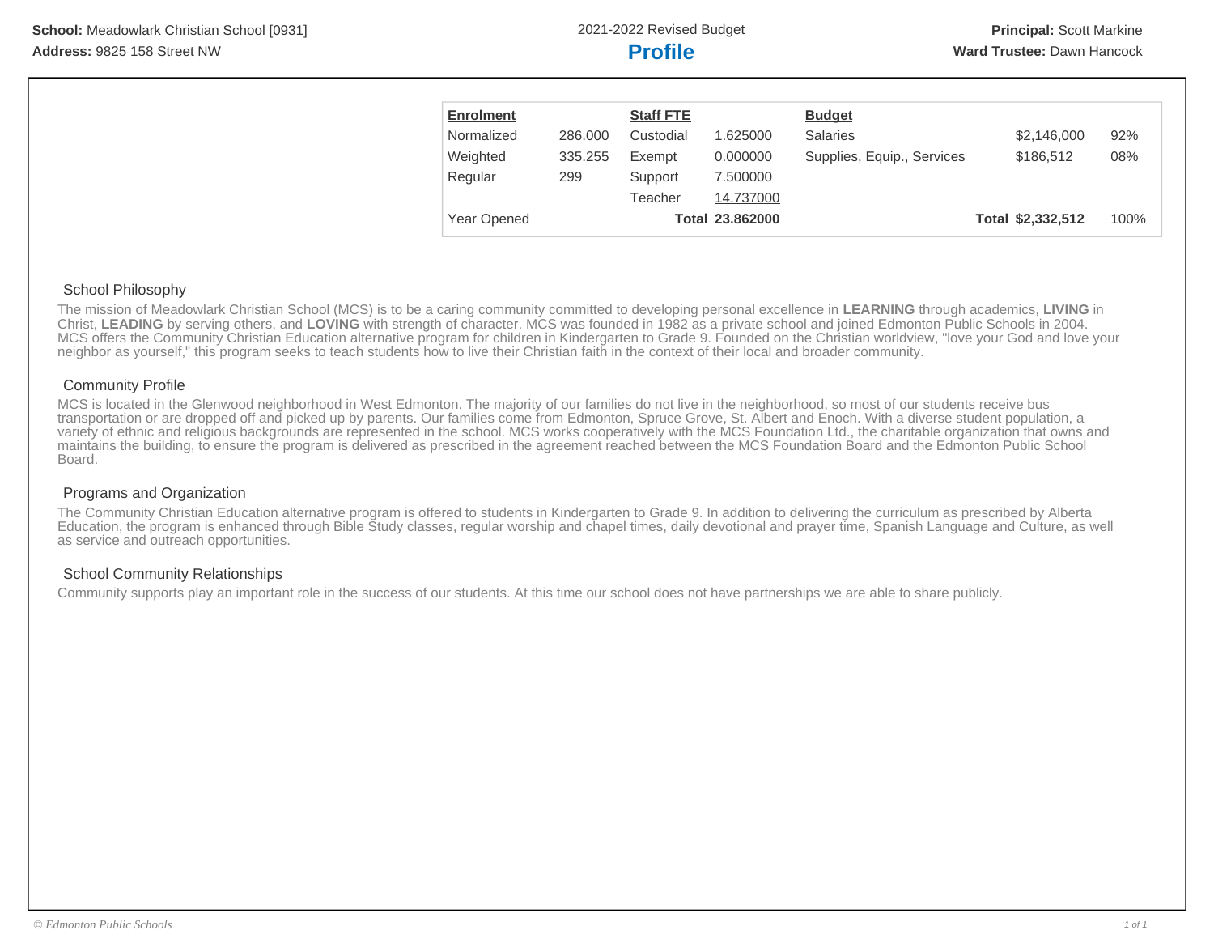**School:** Meadowlark Christian School [0931]
**Address:** 9825 158 Street NW

2021-2022 Revised Budget

# Profile

**Principal:** Scott Markine
**Ward Trustee:** Dawn Hancock

| Enrolment | | Staff FTE | | Budget | | |
|---|---|---|---|---|---|---|
| Normalized | 286.000 | Custodial | 1.625000 | Salaries | $2,146,000 | 92% |
| Weighted | 335.255 | Exempt | 0.000000 | Supplies, Equip., Services | $186,512 | 08% |
| Regular | 299 | Support | 7.500000 | | | |
| | | Teacher | 14.737000 | | | |
| Year Opened | | **Total** | **23.862000** | **Total** | **$2,332,512** | 100% |

## School Philosophy

The mission of Meadowlark Christian School (MCS) is to be a caring community committed to developing personal excellence in **LEARNING** through academics, **LIVING** in Christ, **LEADING** by serving others, and **LOVING** with strength of character. MCS was founded in 1982 as a private school and joined Edmonton Public Schools in 2004. MCS offers the Community Christian Education alternative program for children in Kindergarten to Grade 9. Founded on the Christian worldview, "love your God and love your neighbor as yourself," this program seeks to teach students how to live their Christian faith in the context of their local and broader community.

## Community Profile

MCS is located in the Glenwood neighborhood in West Edmonton. The majority of our families do not live in the neighborhood, so most of our students receive bus transportation or are dropped off and picked up by parents. Our families come from Edmonton, Spruce Grove, St. Albert and Enoch. With a diverse student population, a variety of ethnic and religious backgrounds are represented in the school. MCS works cooperatively with the MCS Foundation Ltd., the charitable organization that owns and maintains the building, to ensure the program is delivered as prescribed in the agreement reached between the MCS Foundation Board and the Edmonton Public School Board.

## Programs and Organization

The Community Christian Education alternative program is offered to students in Kindergarten to Grade 9. In addition to delivering the curriculum as prescribed by Alberta Education, the program is enhanced through Bible Study classes, regular worship and chapel times, daily devotional and prayer time, Spanish Language and Culture, as well as service and outreach opportunities.

## School Community Relationships

Community supports play an important role in the success of our students. At this time our school does not have partnerships we are able to share publicly.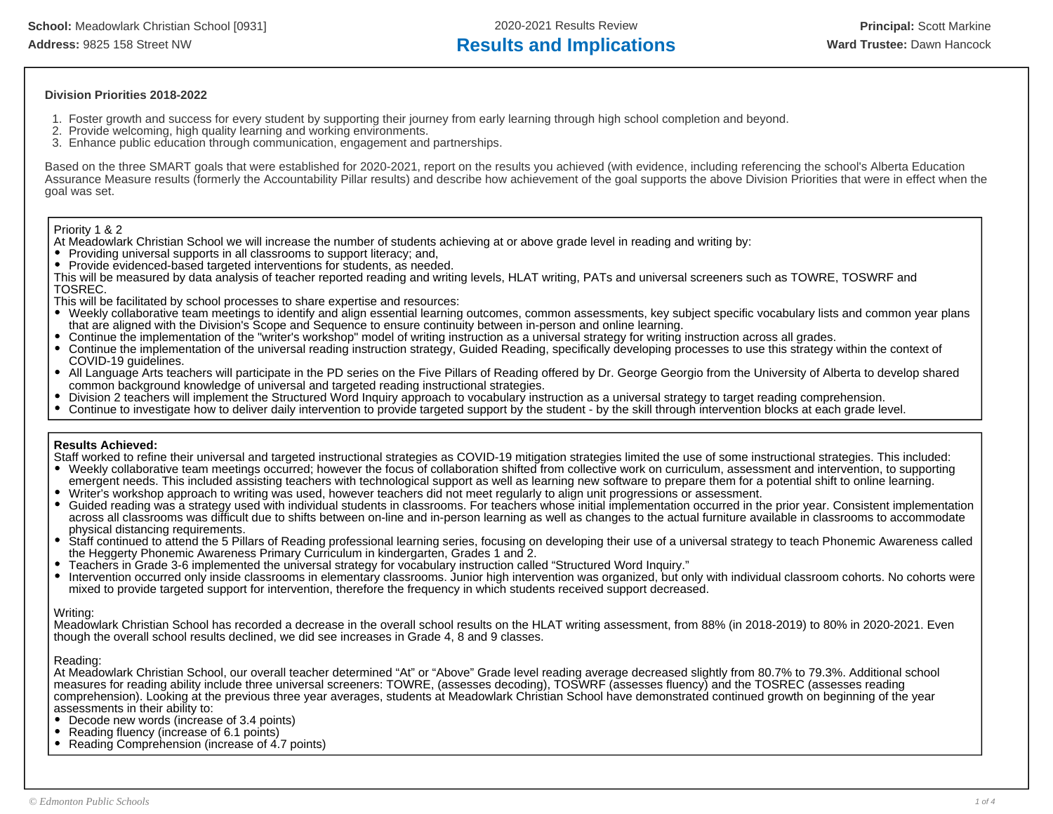**School:** Meadowlark Christian School [0931]
**Address:** 9825 158 Street NW

2020-2021 Results Review

# Results and Implications

**Principal:** Scott Markine
**Ward Trustee:** Dawn Hancock

**Division Priorities 2018-2022**

1. Foster growth and success for every student by supporting their journey from early learning through high school completion and beyond.
2. Provide welcoming, high quality learning and working environments.
3. Enhance public education through communication, engagement and partnerships.

Based on the three SMART goals that were established for 2020-2021, report on the results you achieved (with evidence, including referencing the school's Alberta Education Assurance Measure results (formerly the Accountability Pillar results) and describe how achievement of the goal supports the above Division Priorities that were in effect when the goal was set.

Priority 1 & 2
At Meadowlark Christian School we will increase the number of students achieving at or above grade level in reading and writing by:

- Providing universal supports in all classrooms to support literacy; and,
- Provide evidenced-based targeted interventions for students, as needed.

This will be measured by data analysis of teacher reported reading and writing levels, HLAT writing, PATs and universal screeners such as TOWRE, TOSWRF and TOSREC.
This will be facilitated by school processes to share expertise and resources:

- Weekly collaborative team meetings to identify and align essential learning outcomes, common assessments, key subject specific vocabulary lists and common year plans that are aligned with the Division's Scope and Sequence to ensure continuity between in-person and online learning.
- Continue the implementation of the "writer's workshop" model of writing instruction as a universal strategy for writing instruction across all grades.
- Continue the implementation of the universal reading instruction strategy, Guided Reading, specifically developing processes to use this strategy within the context of COVID-19 guidelines.
- All Language Arts teachers will participate in the PD series on the Five Pillars of Reading offered by Dr. George Georgio from the University of Alberta to develop shared common background knowledge of universal and targeted reading instructional strategies.
- Division 2 teachers will implement the Structured Word Inquiry approach to vocabulary instruction as a universal strategy to target reading comprehension.
- Continue to investigate how to deliver daily intervention to provide targeted support by the student - by the skill through intervention blocks at each grade level.

**Results Achieved:**
Staff worked to refine their universal and targeted instructional strategies as COVID-19 mitigation strategies limited the use of some instructional strategies. This included:

- Weekly collaborative team meetings occurred; however the focus of collaboration shifted from collective work on curriculum, assessment and intervention, to supporting emergent needs. This included assisting teachers with technological support as well as learning new software to prepare them for a potential shift to online learning.
- Writer's workshop approach to writing was used, however teachers did not meet regularly to align unit progressions or assessment.
- Guided reading was a strategy used with individual students in classrooms. For teachers whose initial implementation occurred in the prior year. Consistent implementation across all classrooms was difficult due to shifts between on-line and in-person learning as well as changes to the actual furniture available in classrooms to accommodate physical distancing requirements.
- Staff continued to attend the 5 Pillars of Reading professional learning series, focusing on developing their use of a universal strategy to teach Phonemic Awareness called the Heggerty Phonemic Awareness Primary Curriculum in kindergarten, Grades 1 and 2.
- Teachers in Grade 3-6 implemented the universal strategy for vocabulary instruction called "Structured Word Inquiry."
- Intervention occurred only inside classrooms in elementary classrooms. Junior high intervention was organized, but only with individual classroom cohorts. No cohorts were mixed to provide targeted support for intervention, therefore the frequency in which students received support decreased.

Writing:
Meadowlark Christian School has recorded a decrease in the overall school results on the HLAT writing assessment, from 88% (in 2018-2019) to 80% in 2020-2021. Even though the overall school results declined, we did see increases in Grade 4, 8 and 9 classes.

Reading:
At Meadowlark Christian School, our overall teacher determined "At" or "Above" Grade level reading average decreased slightly from 80.7% to 79.3%. Additional school measures for reading ability include three universal screeners: TOWRE, (assesses decoding), TOSWRF (assesses fluency) and the TOSREC (assesses reading comprehension). Looking at the previous three year averages, students at Meadowlark Christian School have demonstrated continued growth on beginning of the year assessments in their ability to:

- Decode new words (increase of 3.4 points)
- Reading fluency (increase of 6.1 points)
- Reading Comprehension (increase of 4.7 points)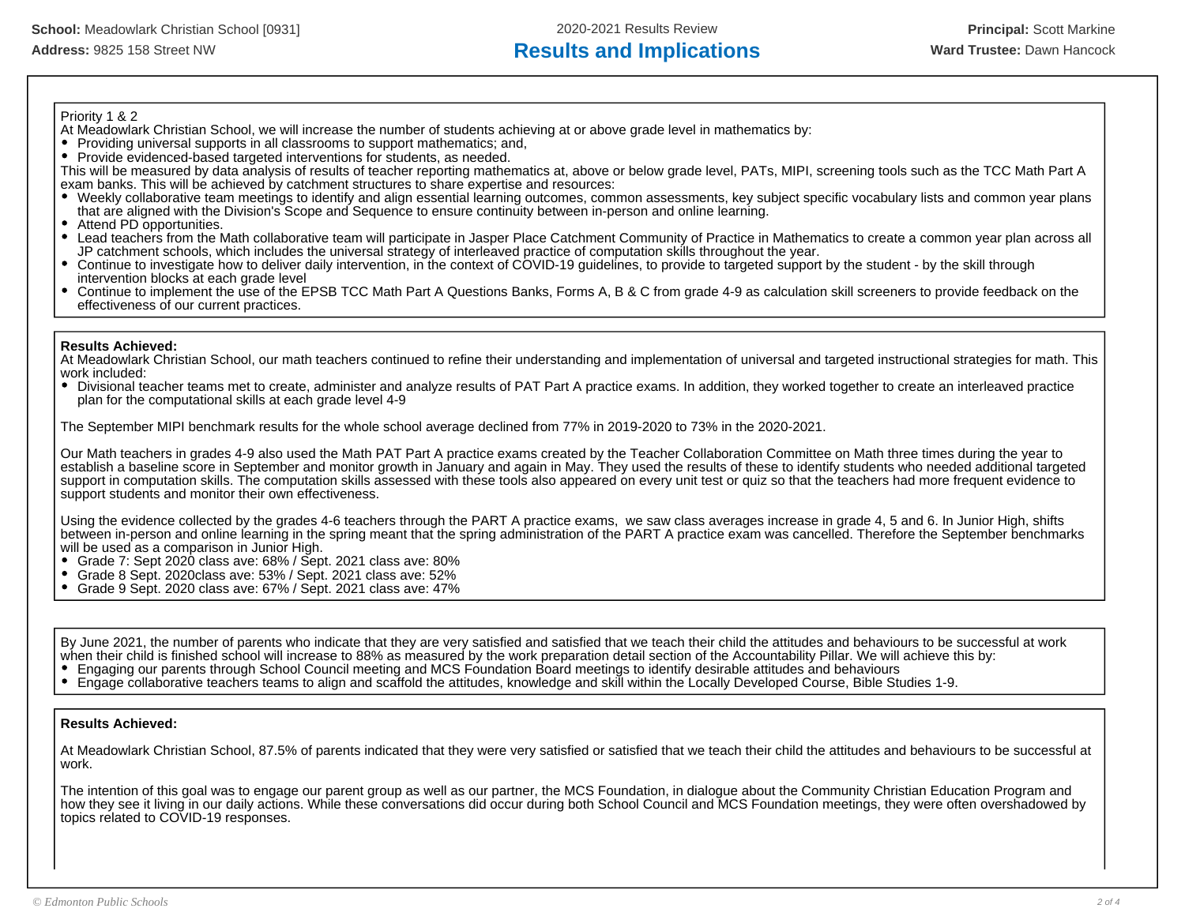Priority 1 & 2
At Meadowlark Christian School, we will increase the number of students achieving at or above grade level in mathematics by:

- Providing universal supports in all classrooms to support mathematics; and,
- Provide evidenced-based targeted interventions for students, as needed.

This will be measured by data analysis of results of teacher reporting mathematics at, above or below grade level, PATs, MIPI, screening tools such as the TCC Math Part A exam banks. This will be achieved by catchment structures to share expertise and resources:

- Weekly collaborative team meetings to identify and align essential learning outcomes, common assessments, key subject specific vocabulary lists and common year plans that are aligned with the Division's Scope and Sequence to ensure continuity between in-person and online learning.
- Attend PD opportunities.
- Lead teachers from the Math collaborative team will participate in Jasper Place Catchment Community of Practice in Mathematics to create a common year plan across all JP catchment schools, which includes the universal strategy of interleaved practice of computation skills throughout the year.
- Continue to investigate how to deliver daily intervention, in the context of COVID-19 guidelines, to provide to targeted support by the student - by the skill through intervention blocks at each grade level
- Continue to implement the use of the EPSB TCC Math Part A Questions Banks, Forms A, B & C from grade 4-9 as calculation skill screeners to provide feedback on the effectiveness of our current practices.

**Results Achieved:**
At Meadowlark Christian School, our math teachers continued to refine their understanding and implementation of universal and targeted instructional strategies for math. This work included:

- Divisional teacher teams met to create, administer and analyze results of PAT Part A practice exams. In addition, they worked together to create an interleaved practice plan for the computational skills at each grade level 4-9

The September MIPI benchmark results for the whole school average declined from 77% in 2019-2020 to 73% in the 2020-2021.

Our Math teachers in grades 4-9 also used the Math PAT Part A practice exams created by the Teacher Collaboration Committee on Math three times during the year to establish a baseline score in September and monitor growth in January and again in May. They used the results of these to identify students who needed additional targeted support in computation skills. The computation skills assessed with these tools also appeared on every unit test or quiz so that the teachers had more frequent evidence to support students and monitor their own effectiveness.

Using the evidence collected by the grades 4-6 teachers through the PART A practice exams, we saw class averages increase in grade 4, 5 and 6. In Junior High, shifts between in-person and online learning in the spring meant that the spring administration of the PART A practice exam was cancelled. Therefore the September benchmarks will be used as a comparison in Junior High.

- Grade 7: Sept 2020 class ave: 68% / Sept. 2021 class ave: 80%
- Grade 8 Sept. 2020class ave: 53% / Sept. 2021 class ave: 52%
- Grade 9 Sept. 2020 class ave: 67% / Sept. 2021 class ave: 47%

By June 2021, the number of parents who indicate that they are very satisfied and satisfied that we teach their child the attitudes and behaviours to be successful at work when their child is finished school will increase to 88% as measured by the work preparation detail section of the Accountability Pillar. We will achieve this by:

- Engaging our parents through School Council meeting and MCS Foundation Board meetings to identify desirable attitudes and behaviours
- Engage collaborative teachers teams to align and scaffold the attitudes, knowledge and skill within the Locally Developed Course, Bible Studies 1-9.

**Results Achieved:**

At Meadowlark Christian School, 87.5% of parents indicated that they were very satisfied or satisfied that we teach their child the attitudes and behaviours to be successful at work.

The intention of this goal was to engage our parent group as well as our partner, the MCS Foundation, in dialogue about the Community Christian Education Program and how they see it living in our daily actions. While these conversations did occur during both School Council and MCS Foundation meetings, they were often overshadowed by topics related to COVID-19 responses.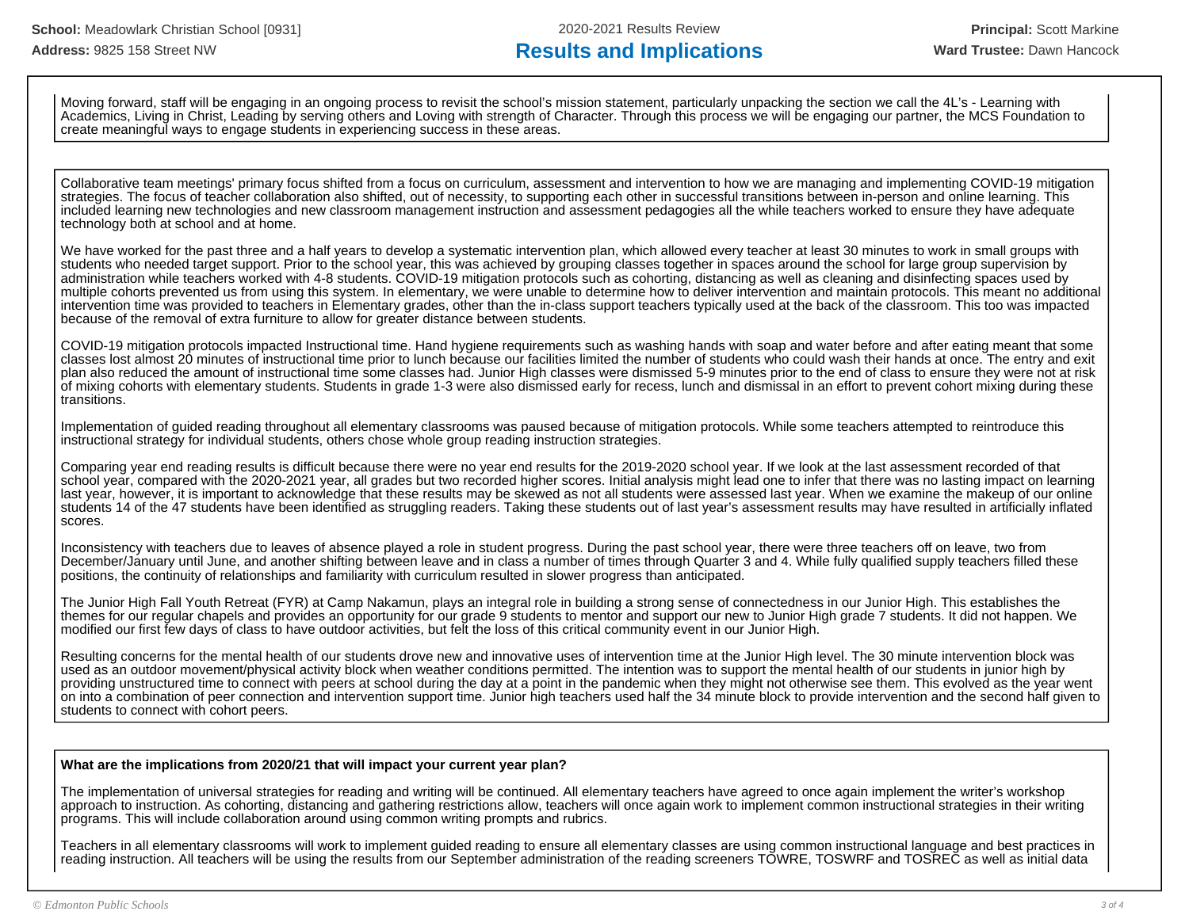Moving forward, staff will be engaging in an ongoing process to revisit the school's mission statement, particularly unpacking the section we call the 4L's - Learning with Academics, Living in Christ, Leading by serving others and Loving with strength of Character. Through this process we will be engaging our partner, the MCS Foundation to create meaningful ways to engage students in experiencing success in these areas.

Collaborative team meetings' primary focus shifted from a focus on curriculum, assessment and intervention to how we are managing and implementing COVID-19 mitigation strategies. The focus of teacher collaboration also shifted, out of necessity, to supporting each other in successful transitions between in-person and online learning. This included learning new technologies and new classroom management instruction and assessment pedagogies all the while teachers worked to ensure they have adequate technology both at school and at home.

We have worked for the past three and a half years to develop a systematic intervention plan, which allowed every teacher at least 30 minutes to work in small groups with students who needed target support. Prior to the school year, this was achieved by grouping classes together in spaces around the school for large group supervision by administration while teachers worked with 4-8 students. COVID-19 mitigation protocols such as cohorting, distancing as well as cleaning and disinfecting spaces used by multiple cohorts prevented us from using this system. In elementary, we were unable to determine how to deliver intervention and maintain protocols. This meant no additional intervention time was provided to teachers in Elementary grades, other than the in-class support teachers typically used at the back of the classroom. This too was impacted because of the removal of extra furniture to allow for greater distance between students.

COVID-19 mitigation protocols impacted Instructional time. Hand hygiene requirements such as washing hands with soap and water before and after eating meant that some classes lost almost 20 minutes of instructional time prior to lunch because our facilities limited the number of students who could wash their hands at once. The entry and exit plan also reduced the amount of instructional time some classes had. Junior High classes were dismissed 5-9 minutes prior to the end of class to ensure they were not at risk of mixing cohorts with elementary students. Students in grade 1-3 were also dismissed early for recess, lunch and dismissal in an effort to prevent cohort mixing during these transitions.

Implementation of guided reading throughout all elementary classrooms was paused because of mitigation protocols. While some teachers attempted to reintroduce this instructional strategy for individual students, others chose whole group reading instruction strategies.

Comparing year end reading results is difficult because there were no year end results for the 2019-2020 school year. If we look at the last assessment recorded of that school year, compared with the 2020-2021 year, all grades but two recorded higher scores. Initial analysis might lead one to infer that there was no lasting impact on learning last year, however, it is important to acknowledge that these results may be skewed as not all students were assessed last year. When we examine the makeup of our online students 14 of the 47 students have been identified as struggling readers. Taking these students out of last year's assessment results may have resulted in artificially inflated scores.

Inconsistency with teachers due to leaves of absence played a role in student progress. During the past school year, there were three teachers off on leave, two from December/January until June, and another shifting between leave and in class a number of times through Quarter 3 and 4. While fully qualified supply teachers filled these positions, the continuity of relationships and familiarity with curriculum resulted in slower progress than anticipated.

The Junior High Fall Youth Retreat (FYR) at Camp Nakamun, plays an integral role in building a strong sense of connectedness in our Junior High. This establishes the themes for our regular chapels and provides an opportunity for our grade 9 students to mentor and support our new to Junior High grade 7 students. It did not happen. We modified our first few days of class to have outdoor activities, but felt the loss of this critical community event in our Junior High.

Resulting concerns for the mental health of our students drove new and innovative uses of intervention time at the Junior High level. The 30 minute intervention block was used as an outdoor movement/physical activity block when weather conditions permitted. The intention was to support the mental health of our students in junior high by providing unstructured time to connect with peers at school during the day at a point in the pandemic when they might not otherwise see them. This evolved as the year went on into a combination of peer connection and intervention support time. Junior high teachers used half the 34 minute block to provide intervention and the second half given to students to connect with cohort peers.

**What are the implications from 2020/21 that will impact your current year plan?**

The implementation of universal strategies for reading and writing will be continued. All elementary teachers have agreed to once again implement the writer's workshop approach to instruction. As cohorting, distancing and gathering restrictions allow, teachers will once again work to implement common instructional strategies in their writing programs. This will include collaboration around using common writing prompts and rubrics.

Teachers in all elementary classrooms will work to implement guided reading to ensure all elementary classes are using common instructional language and best practices in reading instruction. All teachers will be using the results from our September administration of the reading screeners TOWRE, TOSWRF and TOSREC as well as initial data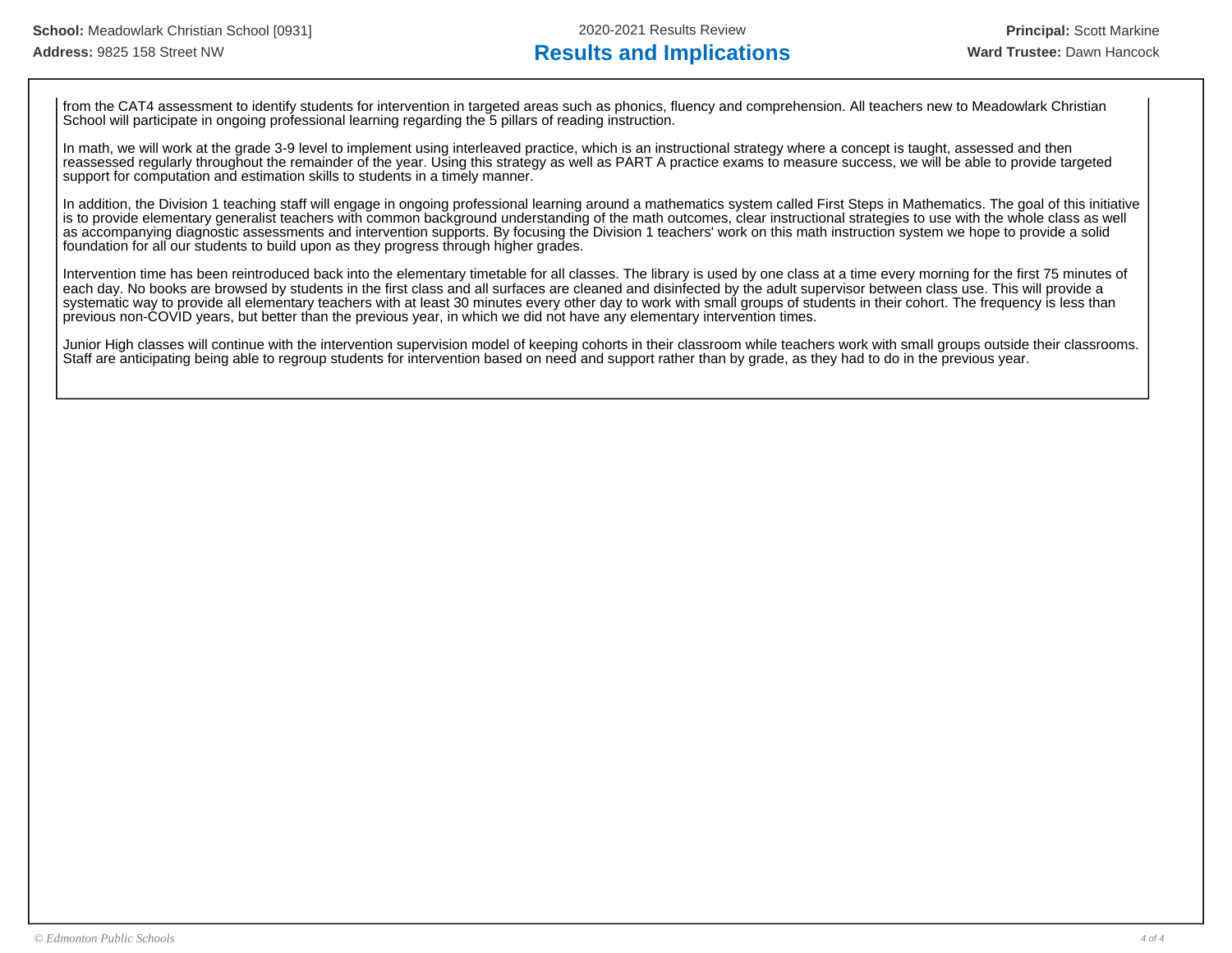from the CAT4 assessment to identify students for intervention in targeted areas such as phonics, fluency and comprehension. All teachers new to Meadowlark Christian School will participate in ongoing professional learning regarding the 5 pillars of reading instruction.

In math, we will work at the grade 3-9 level to implement using interleaved practice, which is an instructional strategy where a concept is taught, assessed and then reassessed regularly throughout the remainder of the year. Using this strategy as well as PART A practice exams to measure success, we will be able to provide targeted support for computation and estimation skills to students in a timely manner.

In addition, the Division 1 teaching staff will engage in ongoing professional learning around a mathematics system called First Steps in Mathematics. The goal of this initiative is to provide elementary generalist teachers with common background understanding of the math outcomes, clear instructional strategies to use with the whole class as well as accompanying diagnostic assessments and intervention supports. By focusing the Division 1 teachers' work on this math instruction system we hope to provide a solid foundation for all our students to build upon as they progress through higher grades.

Intervention time has been reintroduced back into the elementary timetable for all classes. The library is used by one class at a time every morning for the first 75 minutes of each day. No books are browsed by students in the first class and all surfaces are cleaned and disinfected by the adult supervisor between class use. This will provide a systematic way to provide all elementary teachers with at least 30 minutes every other day to work with small groups of students in their cohort. The frequency is less than previous non-COVID years, but better than the previous year, in which we did not have any elementary intervention times.

Junior High classes will continue with the intervention supervision model of keeping cohorts in their classroom while teachers work with small groups outside their classrooms. Staff are anticipating being able to regroup students for intervention based on need and support rather than by grade, as they had to do in the previous year.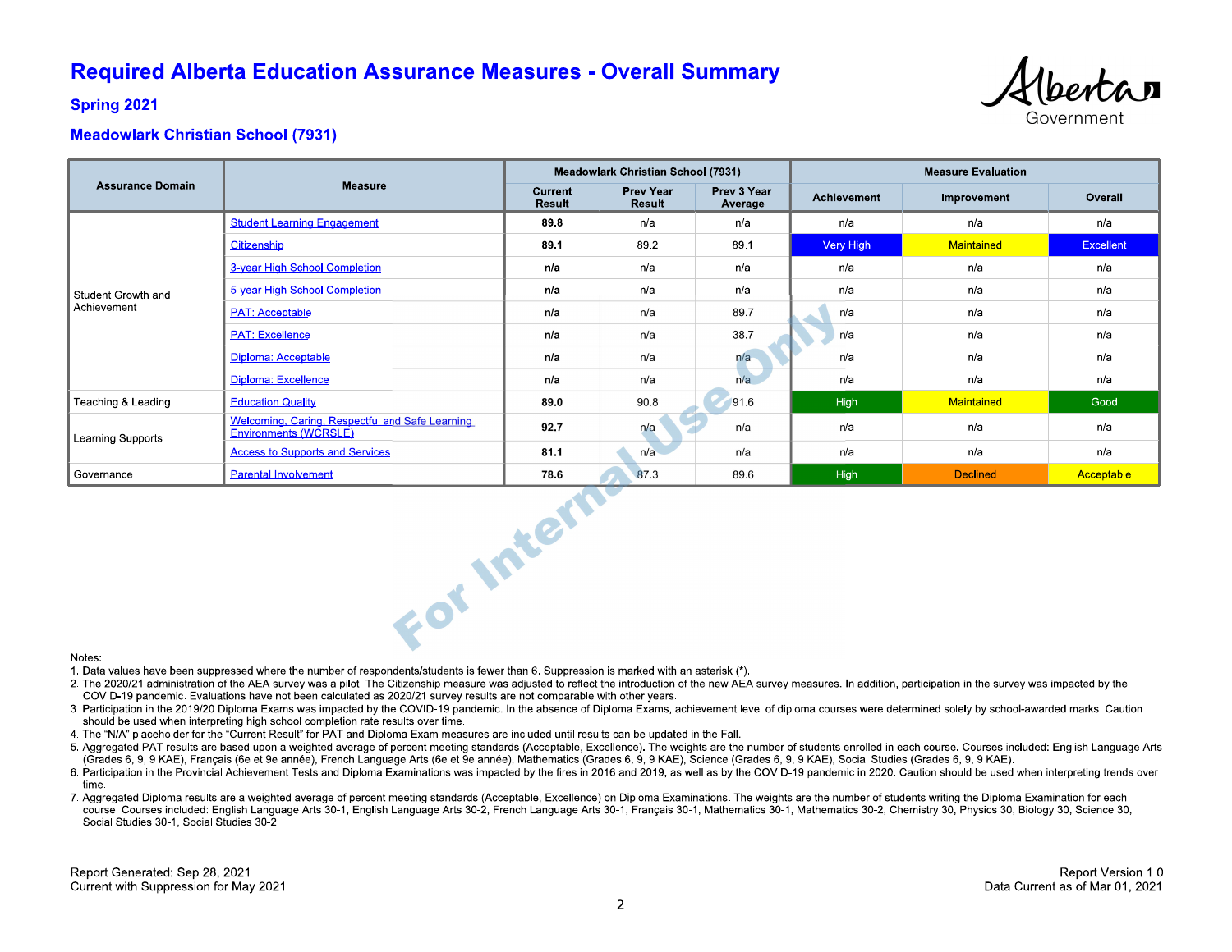# Required Alberta Education Assurance Measures - Overall Summary

## Spring 2021

## Meadowlark Christian School (7931)

| Assurance Domain | Measure | Meadowlark Christian School (7931) | | | Measure Evaluation | | |
|---|---|---|---|---|---|---|---|
| | | Current Result | Prev Year Result | Prev 3 Year Average | Achievement | Improvement | Overall |
| Student Growth and Achievement | Student Learning Engagement | **89.8** | n/a | n/a | n/a | n/a | n/a |
| | Citizenship | **89.1** | 89.2 | 89.1 | Very High | Maintained | Excellent |
| | 3-year High School Completion | **n/a** | n/a | n/a | n/a | n/a | n/a |
| | 5-year High School Completion | **n/a** | n/a | n/a | n/a | n/a | n/a |
| | PAT: Acceptable | **n/a** | n/a | 89.7 | n/a | n/a | n/a |
| | PAT: Excellence | **n/a** | n/a | 38.7 | n/a | n/a | n/a |
| | Diploma: Acceptable | **n/a** | n/a | n/a | n/a | n/a | n/a |
| | Diploma: Excellence | **n/a** | n/a | n/a | n/a | n/a | n/a |
| Teaching & Leading | Education Quality | **89.0** | 90.8 | 91.6 | High | Maintained | Good |
| Learning Supports | Welcoming, Caring, Respectful and Safe Learning Environments (WCRSLE) | **92.7** | n/a | n/a | n/a | n/a | n/a |
| | Access to Supports and Services | **81.1** | n/a | n/a | n/a | n/a | n/a |
| Governance | Parental Involvement | **78.6** | 87.3 | 89.6 | High | Declined | Acceptable |

For Internal Use Only

Notes:

1. Data values have been suppressed where the number of respondents/students is fewer than 6. Suppression is marked with an asterisk (*).
2. The 2020/21 administration of the AEA survey was a pilot. The Citizenship measure was adjusted to reflect the introduction of the new AEA survey measures. In addition, participation in the survey was impacted by the COVID-19 pandemic. Evaluations have not been calculated as 2020/21 survey results are not comparable with other years.
3. Participation in the 2019/20 Diploma Exams was impacted by the COVID-19 pandemic. In the absence of Diploma Exams, achievement level of diploma courses were determined solely by school-awarded marks. Caution should be used when interpreting high school completion rate results over time.
4. The "N/A" placeholder for the "Current Result" for PAT and Diploma Exam measures are included until results can be updated in the Fall.
5. Aggregated PAT results are based upon a weighted average of percent meeting standards (Acceptable, Excellence). The weights are the number of students enrolled in each course. Courses included: English Language Arts (Grades 6, 9, 9 KAE), Français (6e et 9e année), French Language Arts (6e et 9e année), Mathematics (Grades 6, 9, 9 KAE), Science (Grades 6, 9, 9 KAE), Social Studies (Grades 6, 9, 9 KAE).
6. Participation in the Provincial Achievement Tests and Diploma Examinations was impacted by the fires in 2016 and 2019, as well as by the COVID-19 pandemic in 2020. Caution should be used when interpreting trends over time.
7. Aggregated Diploma results are a weighted average of percent meeting standards (Acceptable, Excellence) on Diploma Examinations. The weights are the number of students writing the Diploma Examination for each course. Courses included: English Language Arts 30-1, English Language Arts 30-2, French Language Arts 30-1, Français 30-1, Mathematics 30-1, Mathematics 30-2, Chemistry 30, Physics 30, Biology 30, Science 30, Social Studies 30-1, Social Studies 30-2.

Report Generated: Sep 28, 2021
Current with Suppression for May 2021

Report Version 1.0
Data Current as of Mar 01, 2021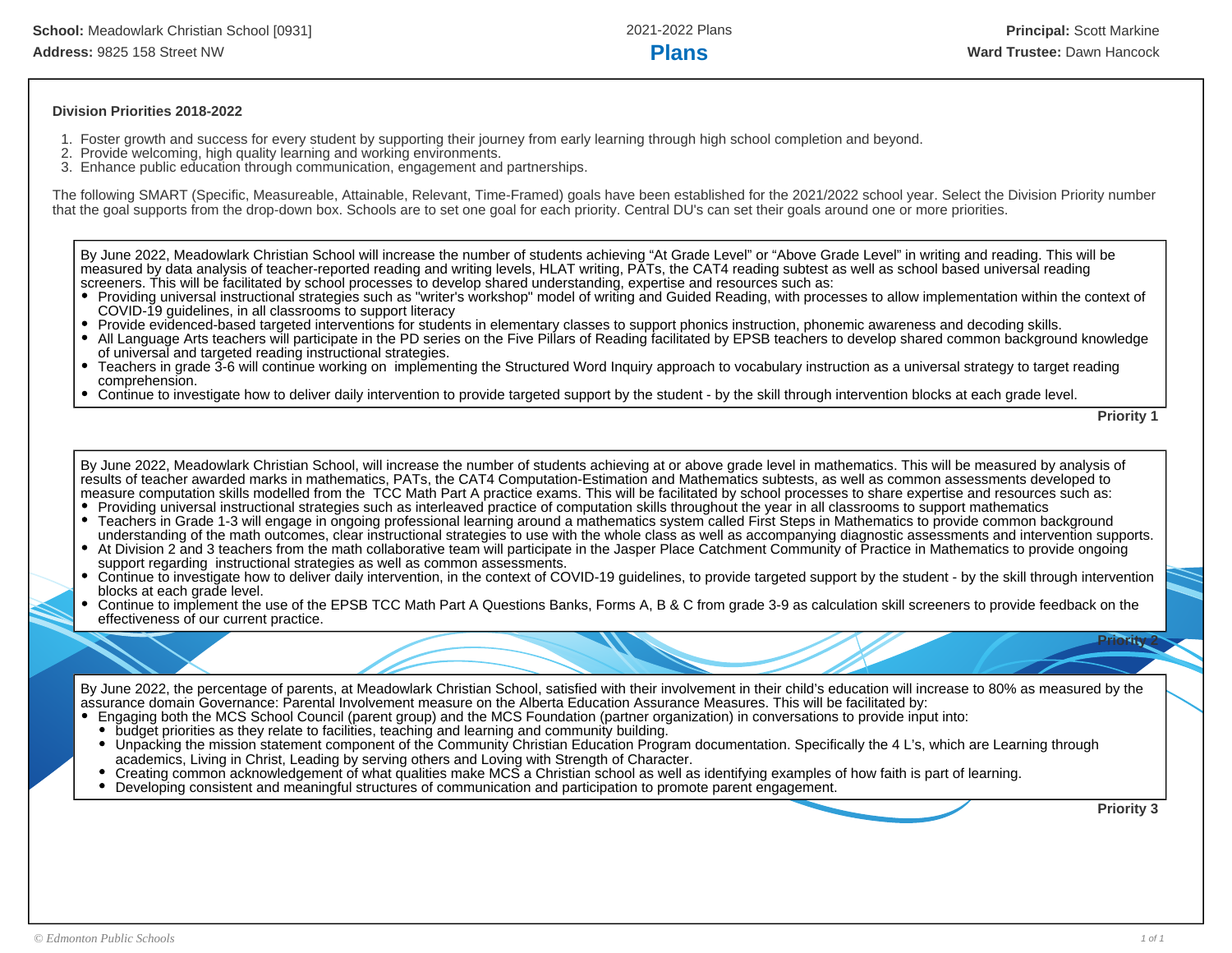**School:** Meadowlark Christian School [0931]
**Address:** 9825 158 Street NW

2021-2022 Plans

# Plans

**Principal:** Scott Markine
**Ward Trustee:** Dawn Hancock

**Division Priorities 2018-2022**

1. Foster growth and success for every student by supporting their journey from early learning through high school completion and beyond.
2. Provide welcoming, high quality learning and working environments.
3. Enhance public education through communication, engagement and partnerships.

The following SMART (Specific, Measureable, Attainable, Relevant, Time-Framed) goals have been established for the 2021/2022 school year. Select the Division Priority number that the goal supports from the drop-down box. Schools are to set one goal for each priority. Central DU's can set their goals around one or more priorities.

By June 2022, Meadowlark Christian School will increase the number of students achieving “At Grade Level” or “Above Grade Level” in writing and reading. This will be measured by data analysis of teacher-reported reading and writing levels, HLAT writing, PATs, the CAT4 reading subtest as well as school based universal reading screeners. This will be facilitated by school processes to develop shared understanding, expertise and resources such as:

- Providing universal instructional strategies such as "writer's workshop" model of writing and Guided Reading, with processes to allow implementation within the context of COVID-19 guidelines, in all classrooms to support literacy
- Provide evidenced-based targeted interventions for students in elementary classes to support phonics instruction, phonemic awareness and decoding skills.
- All Language Arts teachers will participate in the PD series on the Five Pillars of Reading facilitated by EPSB teachers to develop shared common background knowledge of universal and targeted reading instructional strategies.
- Teachers in grade 3-6 will continue working on implementing the Structured Word Inquiry approach to vocabulary instruction as a universal strategy to target reading comprehension.
- Continue to investigate how to deliver daily intervention to provide targeted support by the student - by the skill through intervention blocks at each grade level.

**Priority 1**

By June 2022, Meadowlark Christian School, will increase the number of students achieving at or above grade level in mathematics. This will be measured by analysis of results of teacher awarded marks in mathematics, PATs, the CAT4 Computation-Estimation and Mathematics subtests, as well as common assessments developed to measure computation skills modelled from the TCC Math Part A practice exams. This will be facilitated by school processes to share expertise and resources such as:

- Providing universal instructional strategies such as interleaved practice of computation skills throughout the year in all classrooms to support mathematics
- Teachers in Grade 1-3 will engage in ongoing professional learning around a mathematics system called First Steps in Mathematics to provide common background understanding of the math outcomes, clear instructional strategies to use with the whole class as well as accompanying diagnostic assessments and intervention supports.
- At Division 2 and 3 teachers from the math collaborative team will participate in the Jasper Place Catchment Community of Practice in Mathematics to provide ongoing support regarding instructional strategies as well as common assessments.
- Continue to investigate how to deliver daily intervention, in the context of COVID-19 guidelines, to provide targeted support by the student - by the skill through intervention blocks at each grade level.
- Continue to implement the use of the EPSB TCC Math Part A Questions Banks, Forms A, B & C from grade 3-9 as calculation skill screeners to provide feedback on the effectiveness of our current practice.

**Priority 2**

By June 2022, the percentage of parents, at Meadowlark Christian School, satisfied with their involvement in their child’s education will increase to 80% as measured by the assurance domain Governance: Parental Involvement measure on the Alberta Education Assurance Measures. This will be facilitated by:

- Engaging both the MCS School Council (parent group) and the MCS Foundation (partner organization) in conversations to provide input into:
  - budget priorities as they relate to facilities, teaching and learning and community building.
  - Unpacking the mission statement component of the Community Christian Education Program documentation. Specifically the 4 L’s, which are Learning through academics, Living in Christ, Leading by serving others and Loving with Strength of Character.
  - Creating common acknowledgement of what qualities make MCS a Christian school as well as identifying examples of how faith is part of learning.
  - Developing consistent and meaningful structures of communication and participation to promote parent engagement.

**Priority 3**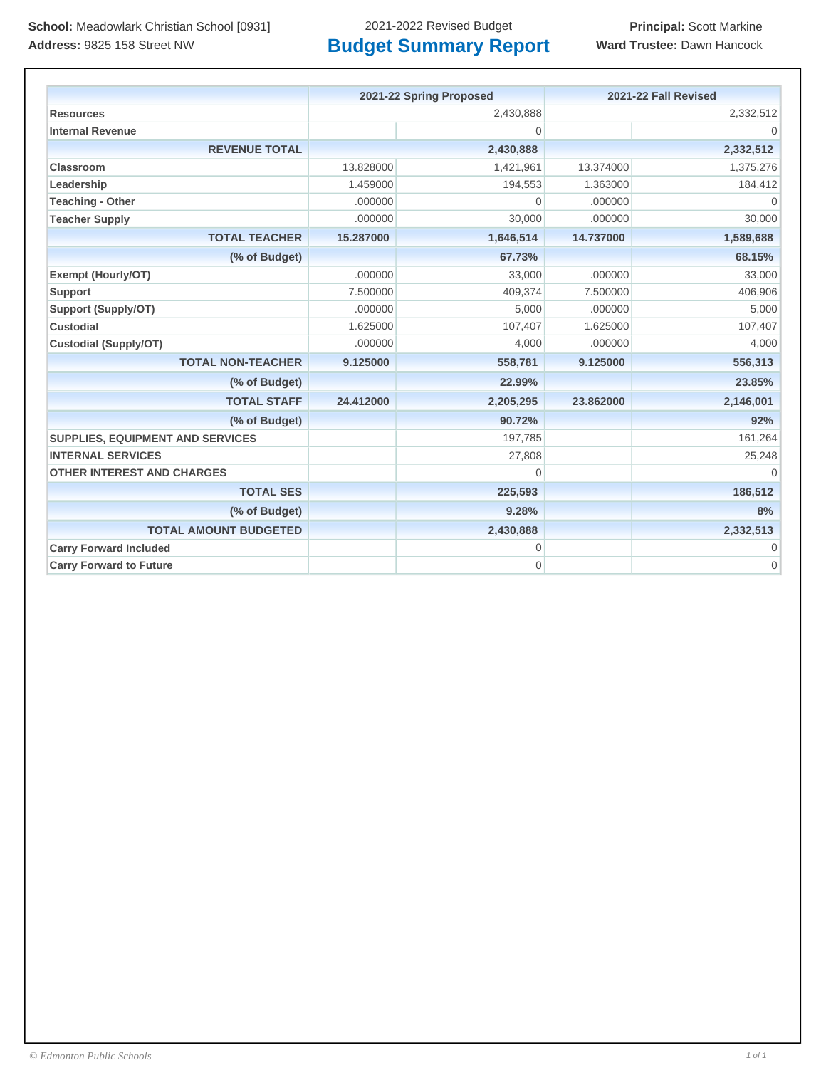**School:** Meadowlark Christian School [0931]
**Address:** 9825 158 Street NW

2021-2022 Revised Budget

# Budget Summary Report

**Principal:** Scott Markine
**Ward Trustee:** Dawn Hancock

| | 2021-22 Spring Proposed | | 2021-22 Fall Revised | |
|---|---|---|---|---|
| **Resources** | | 2,430,888 | | 2,332,512 |
| **Internal Revenue** | | 0 | | 0 |
| **REVENUE TOTAL** | | **2,430,888** | | **2,332,512** |
| **Classroom** | 13.828000 | 1,421,961 | 13.374000 | 1,375,276 |
| **Leadership** | 1.459000 | 194,553 | 1.363000 | 184,412 |
| **Teaching - Other** | .000000 | 0 | .000000 | 0 |
| **Teacher Supply** | .000000 | 30,000 | .000000 | 30,000 |
| **TOTAL TEACHER** | **15.287000** | **1,646,514** | **14.737000** | **1,589,688** |
| **(% of Budget)** | | **67.73%** | | **68.15%** |
| **Exempt (Hourly/OT)** | .000000 | 33,000 | .000000 | 33,000 |
| **Support** | 7.500000 | 409,374 | 7.500000 | 406,906 |
| **Support (Supply/OT)** | .000000 | 5,000 | .000000 | 5,000 |
| **Custodial** | 1.625000 | 107,407 | 1.625000 | 107,407 |
| **Custodial (Supply/OT)** | .000000 | 4,000 | .000000 | 4,000 |
| **TOTAL NON-TEACHER** | **9.125000** | **558,781** | **9.125000** | **556,313** |
| **(% of Budget)** | | **22.99%** | | **23.85%** |
| **TOTAL STAFF** | **24.412000** | **2,205,295** | **23.862000** | **2,146,001** |
| **(% of Budget)** | | **90.72%** | | **92%** |
| **SUPPLIES, EQUIPMENT AND SERVICES** | | 197,785 | | 161,264 |
| **INTERNAL SERVICES** | | 27,808 | | 25,248 |
| **OTHER INTEREST AND CHARGES** | | 0 | | 0 |
| **TOTAL SES** | | **225,593** | | **186,512** |
| **(% of Budget)** | | **9.28%** | | **8%** |
| **TOTAL AMOUNT BUDGETED** | | **2,430,888** | | **2,332,513** |
| **Carry Forward Included** | | 0 | | 0 |
| **Carry Forward to Future** | | 0 | | 0 |

*© Edmonton Public Schools*